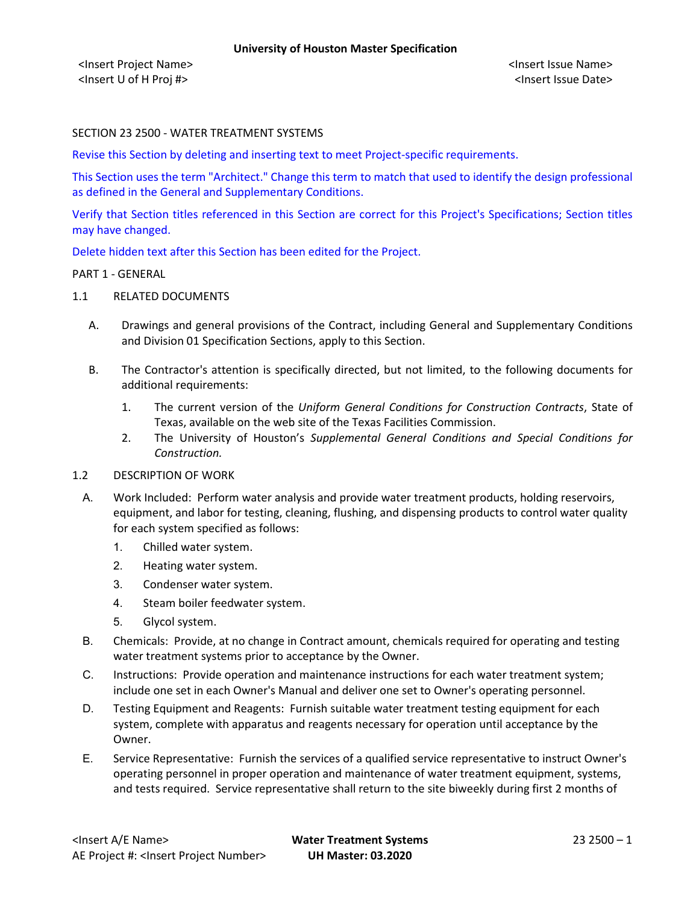SECTION 23 2500 - WATER TREATMENT SYSTEMS

Revise this Section by deleting and inserting text to meet Project-specific requirements.

This Section uses the term "Architect." Change this term to match that used to identify the design professional as defined in the General and Supplementary Conditions.

Verify that Section titles referenced in this Section are correct for this Project's Specifications; Section titles may have changed.

Delete hidden text after this Section has been edited for the Project.

PART 1 - GENERAL

1.1 RELATED DOCUMENTS

A. Drawings and general provisions of the Contract, including General and Supplementary Conditions and Division 01 Specification Sections, apply to this Section.

B. The Contractor's attention is specifically directed, but not limited, to the following documents for additional requirements:

1. The current version of the *Uniform General Conditions for Construction Contracts*, State of Texas, available on the web site of the Texas Facilities Commission.
2. The University of Houston's *Supplemental General Conditions and Special Conditions for Construction.*

1.2 DESCRIPTION OF WORK

A. Work Included: Perform water analysis and provide water treatment products, holding reservoirs, equipment, and labor for testing, cleaning, flushing, and dispensing products to control water quality for each system specified as follows:

1. Chilled water system.
2. Heating water system.
3. Condenser water system.
4. Steam boiler feedwater system.
5. Glycol system.

B. Chemicals: Provide, at no change in Contract amount, chemicals required for operating and testing water treatment systems prior to acceptance by the Owner.

C. Instructions: Provide operation and maintenance instructions for each water treatment system; include one set in each Owner's Manual and deliver one set to Owner's operating personnel.

D. Testing Equipment and Reagents: Furnish suitable water treatment testing equipment for each system, complete with apparatus and reagents necessary for operation until acceptance by the Owner.

E. Service Representative: Furnish the services of a qualified service representative to instruct Owner's operating personnel in proper operation and maintenance of water treatment equipment, systems, and tests required. Service representative shall return to the site biweekly during first 2 months of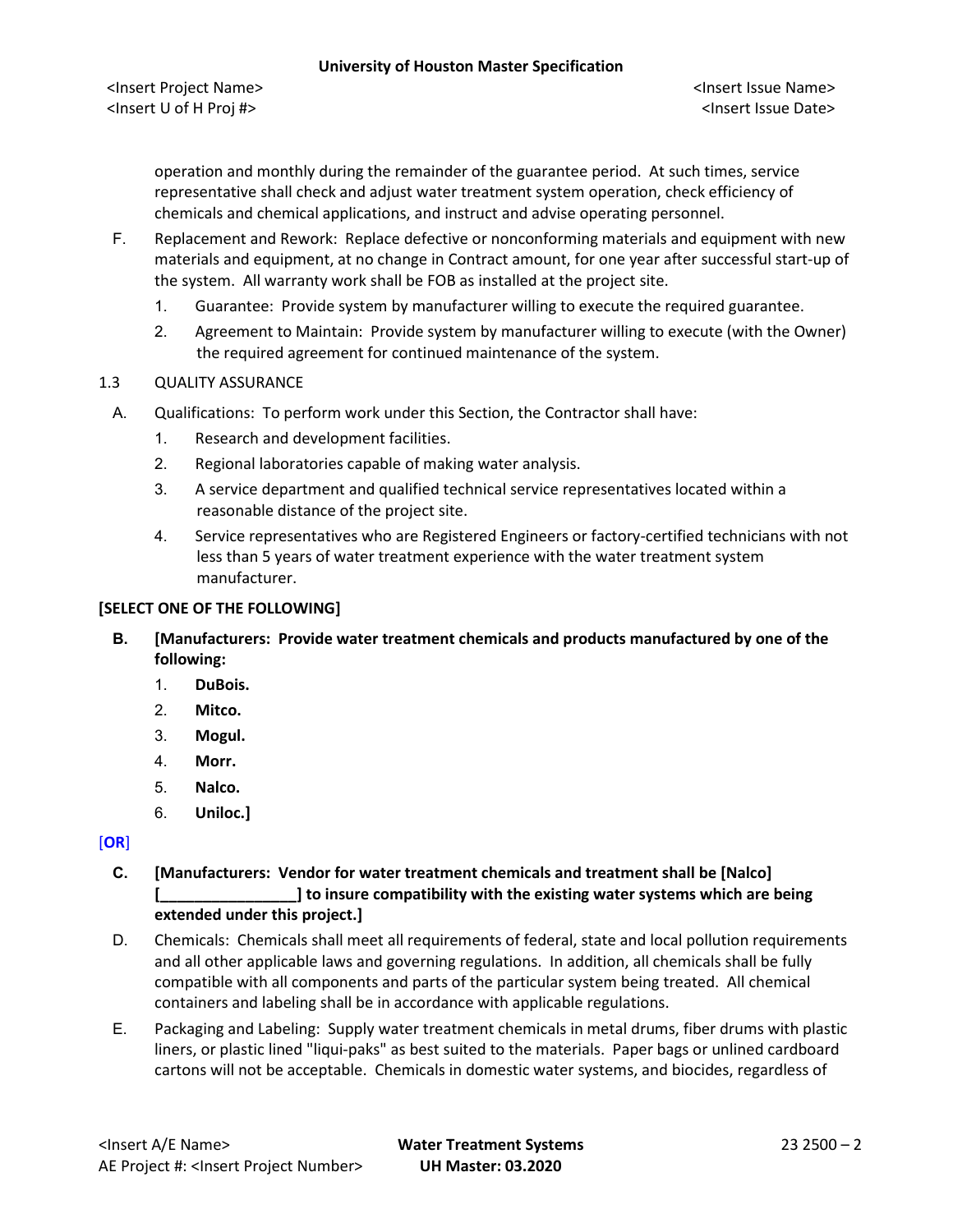operation and monthly during the remainder of the guarantee period. At such times, service representative shall check and adjust water treatment system operation, check efficiency of chemicals and chemical applications, and instruct and advise operating personnel.

F. Replacement and Rework: Replace defective or nonconforming materials and equipment with new materials and equipment, at no change in Contract amount, for one year after successful start-up of the system. All warranty work shall be FOB as installed at the project site.

   1. Guarantee: Provide system by manufacturer willing to execute the required guarantee.
   2. Agreement to Maintain: Provide system by manufacturer willing to execute (with the Owner) the required agreement for continued maintenance of the system.

1.3 QUALITY ASSURANCE

A. Qualifications: To perform work under this Section, the Contractor shall have:

   1. Research and development facilities.
   2. Regional laboratories capable of making water analysis.
   3. A service department and qualified technical service representatives located within a reasonable distance of the project site.
   4. Service representatives who are Registered Engineers or factory-certified technicians with not less than 5 years of water treatment experience with the water treatment system manufacturer.

**[SELECT ONE OF THE FOLLOWING]**

**B. [Manufacturers: Provide water treatment chemicals and products manufactured by one of the following:**

   1. **DuBois.**
   2. **Mitco.**
   3. **Mogul.**
   4. **Morr.**
   5. **Nalco.**
   6. **Uniloc.]**

[**OR**]

**C. [Manufacturers: Vendor for water treatment chemicals and treatment shall be [Nalco] [________________] to insure compatibility with the existing water systems which are being extended under this project.]**

D. Chemicals: Chemicals shall meet all requirements of federal, state and local pollution requirements and all other applicable laws and governing regulations. In addition, all chemicals shall be fully compatible with all components and parts of the particular system being treated. All chemical containers and labeling shall be in accordance with applicable regulations.

E. Packaging and Labeling: Supply water treatment chemicals in metal drums, fiber drums with plastic liners, or plastic lined "liqui-paks" as best suited to the materials. Paper bags or unlined cardboard cartons will not be acceptable. Chemicals in domestic water systems, and biocides, regardless of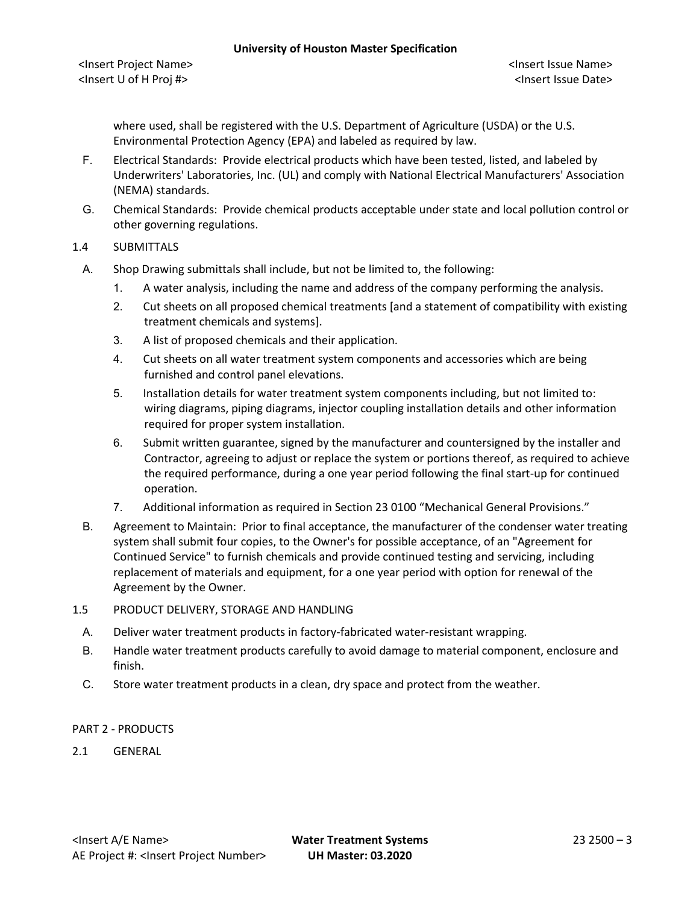where used, shall be registered with the U.S. Department of Agriculture (USDA) or the U.S. Environmental Protection Agency (EPA) and labeled as required by law.

F. Electrical Standards: Provide electrical products which have been tested, listed, and labeled by Underwriters' Laboratories, Inc. (UL) and comply with National Electrical Manufacturers' Association (NEMA) standards.

G. Chemical Standards: Provide chemical products acceptable under state and local pollution control or other governing regulations.

## 1.4 SUBMITTALS

A. Shop Drawing submittals shall include, but not be limited to, the following:

1. A water analysis, including the name and address of the company performing the analysis.
2. Cut sheets on all proposed chemical treatments [and a statement of compatibility with existing treatment chemicals and systems].
3. A list of proposed chemicals and their application.
4. Cut sheets on all water treatment system components and accessories which are being furnished and control panel elevations.
5. Installation details for water treatment system components including, but not limited to: wiring diagrams, piping diagrams, injector coupling installation details and other information required for proper system installation.
6. Submit written guarantee, signed by the manufacturer and countersigned by the installer and Contractor, agreeing to adjust or replace the system or portions thereof, as required to achieve the required performance, during a one year period following the final start-up for continued operation.
7. Additional information as required in Section 23 0100 "Mechanical General Provisions."

B. Agreement to Maintain: Prior to final acceptance, the manufacturer of the condenser water treating system shall submit four copies, to the Owner's for possible acceptance, of an "Agreement for Continued Service" to furnish chemicals and provide continued testing and servicing, including replacement of materials and equipment, for a one year period with option for renewal of the Agreement by the Owner.

## 1.5 PRODUCT DELIVERY, STORAGE AND HANDLING

A. Deliver water treatment products in factory-fabricated water-resistant wrapping.

B. Handle water treatment products carefully to avoid damage to material component, enclosure and finish.

C. Store water treatment products in a clean, dry space and protect from the weather.

# PART 2 - PRODUCTS

## 2.1 GENERAL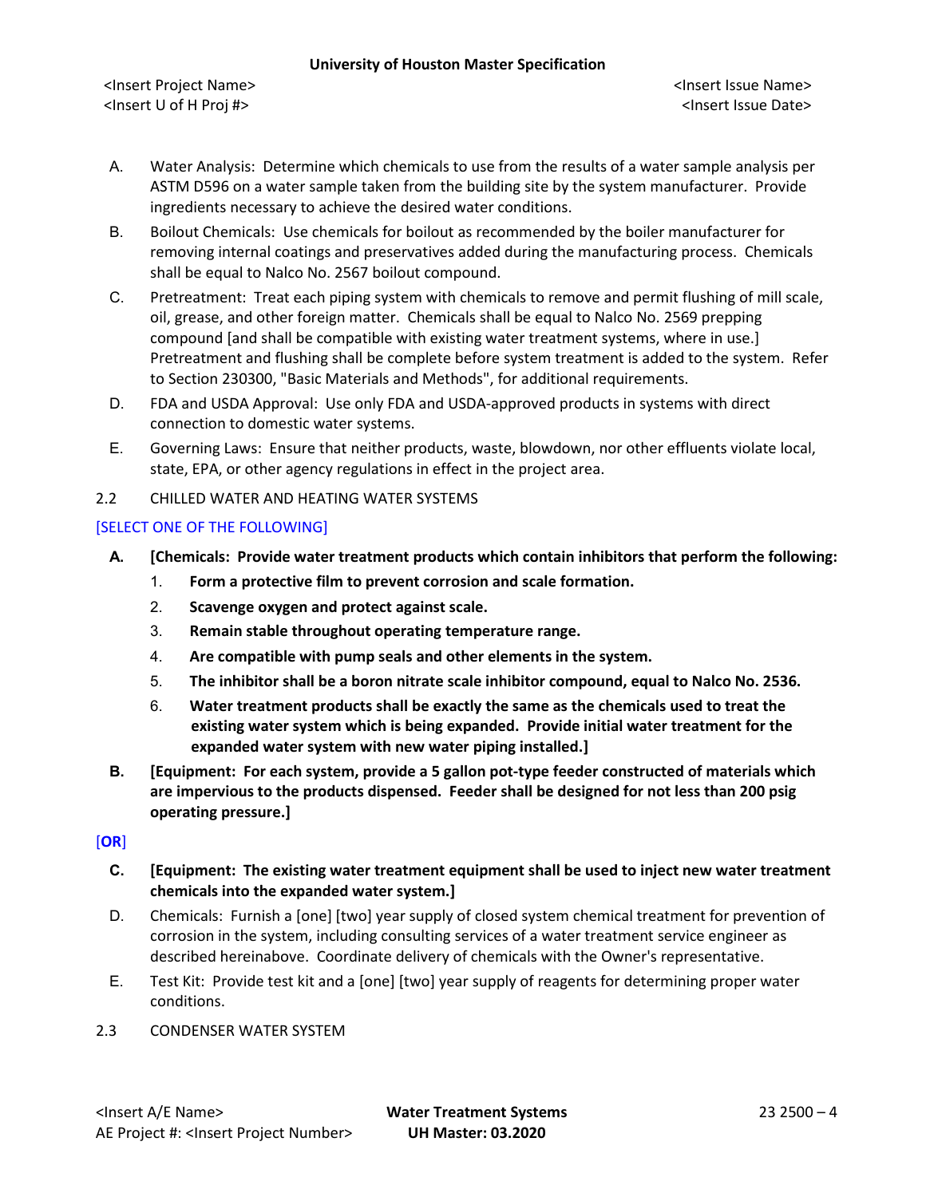A. Water Analysis: Determine which chemicals to use from the results of a water sample analysis per ASTM D596 on a water sample taken from the building site by the system manufacturer. Provide ingredients necessary to achieve the desired water conditions.

B. Boilout Chemicals: Use chemicals for boilout as recommended by the boiler manufacturer for removing internal coatings and preservatives added during the manufacturing process. Chemicals shall be equal to Nalco No. 2567 boilout compound.

C. Pretreatment: Treat each piping system with chemicals to remove and permit flushing of mill scale, oil, grease, and other foreign matter. Chemicals shall be equal to Nalco No. 2569 prepping compound [and shall be compatible with existing water treatment systems, where in use.] Pretreatment and flushing shall be complete before system treatment is added to the system. Refer to Section 230300, "Basic Materials and Methods", for additional requirements.

D. FDA and USDA Approval: Use only FDA and USDA-approved products in systems with direct connection to domestic water systems.

E. Governing Laws: Ensure that neither products, waste, blowdown, nor other effluents violate local, state, EPA, or other agency regulations in effect in the project area.

2.2 CHILLED WATER AND HEATING WATER SYSTEMS

[SELECT ONE OF THE FOLLOWING]

**A. [Chemicals: Provide water treatment products which contain inhibitors that perform the following:**

1. **Form a protective film to prevent corrosion and scale formation.**
2. **Scavenge oxygen and protect against scale.**
3. **Remain stable throughout operating temperature range.**
4. **Are compatible with pump seals and other elements in the system.**
5. **The inhibitor shall be a boron nitrate scale inhibitor compound, equal to Nalco No. 2536.**
6. **Water treatment products shall be exactly the same as the chemicals used to treat the existing water system which is being expanded. Provide initial water treatment for the expanded water system with new water piping installed.]**

**B. [Equipment: For each system, provide a 5 gallon pot-type feeder constructed of materials which are impervious to the products dispensed. Feeder shall be designed for not less than 200 psig operating pressure.]**

[**OR**]

**C. [Equipment: The existing water treatment equipment shall be used to inject new water treatment chemicals into the expanded water system.]**

D. Chemicals: Furnish a [one] [two] year supply of closed system chemical treatment for prevention of corrosion in the system, including consulting services of a water treatment service engineer as described hereinabove. Coordinate delivery of chemicals with the Owner's representative.

E. Test Kit: Provide test kit and a [one] [two] year supply of reagents for determining proper water conditions.

2.3 CONDENSER WATER SYSTEM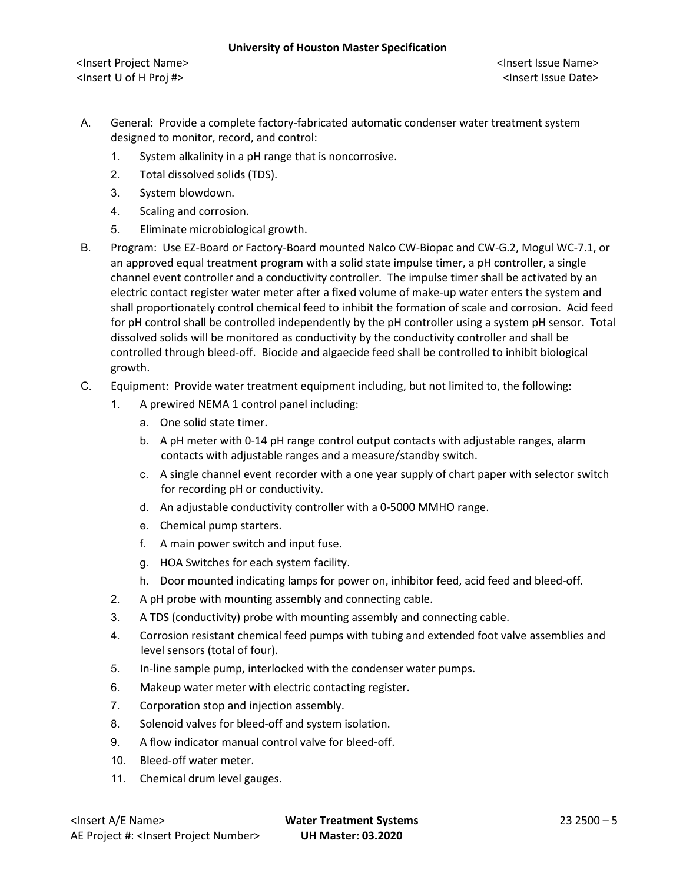A. General: Provide a complete factory-fabricated automatic condenser water treatment system designed to monitor, record, and control:

   1. System alkalinity in a pH range that is noncorrosive.
   2. Total dissolved solids (TDS).
   3. System blowdown.
   4. Scaling and corrosion.
   5. Eliminate microbiological growth.

B. Program: Use EZ-Board or Factory-Board mounted Nalco CW-Biopac and CW-G.2, Mogul WC-7.1, or an approved equal treatment program with a solid state impulse timer, a pH controller, a single channel event controller and a conductivity controller. The impulse timer shall be activated by an electric contact register water meter after a fixed volume of make-up water enters the system and shall proportionately control chemical feed to inhibit the formation of scale and corrosion. Acid feed for pH control shall be controlled independently by the pH controller using a system pH sensor. Total dissolved solids will be monitored as conductivity by the conductivity controller and shall be controlled through bleed-off. Biocide and algaecide feed shall be controlled to inhibit biological growth.

C. Equipment: Provide water treatment equipment including, but not limited to, the following:

   1. A prewired NEMA 1 control panel including:
      a. One solid state timer.
      b. A pH meter with 0-14 pH range control output contacts with adjustable ranges, alarm contacts with adjustable ranges and a measure/standby switch.
      c. A single channel event recorder with a one year supply of chart paper with selector switch for recording pH or conductivity.
      d. An adjustable conductivity controller with a 0-5000 MMHO range.
      e. Chemical pump starters.
      f. A main power switch and input fuse.
      g. HOA Switches for each system facility.
      h. Door mounted indicating lamps for power on, inhibitor feed, acid feed and bleed-off.
   2. A pH probe with mounting assembly and connecting cable.
   3. A TDS (conductivity) probe with mounting assembly and connecting cable.
   4. Corrosion resistant chemical feed pumps with tubing and extended foot valve assemblies and level sensors (total of four).
   5. In-line sample pump, interlocked with the condenser water pumps.
   6. Makeup water meter with electric contacting register.
   7. Corporation stop and injection assembly.
   8. Solenoid valves for bleed-off and system isolation.
   9. A flow indicator manual control valve for bleed-off.
   10. Bleed-off water meter.
   11. Chemical drum level gauges.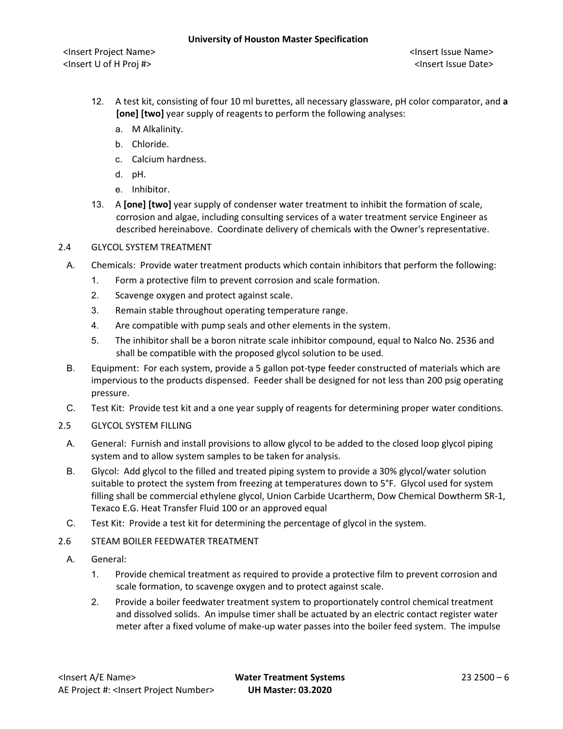12. A test kit, consisting of four 10 ml burettes, all necessary glassware, pH color comparator, and **a [one] [two]** year supply of reagents to perform the following analyses:
    a. M Alkalinity.
    b. Chloride.
    c. Calcium hardness.
    d. pH.
    e. Inhibitor.
13. A **[one] [two]** year supply of condenser water treatment to inhibit the formation of scale, corrosion and algae, including consulting services of a water treatment service Engineer as described hereinabove. Coordinate delivery of chemicals with the Owner's representative.

## 2.4 GLYCOL SYSTEM TREATMENT

A. Chemicals: Provide water treatment products which contain inhibitors that perform the following:
   1. Form a protective film to prevent corrosion and scale formation.
   2. Scavenge oxygen and protect against scale.
   3. Remain stable throughout operating temperature range.
   4. Are compatible with pump seals and other elements in the system.
   5. The inhibitor shall be a boron nitrate scale inhibitor compound, equal to Nalco No. 2536 and shall be compatible with the proposed glycol solution to be used.

B. Equipment: For each system, provide a 5 gallon pot-type feeder constructed of materials which are impervious to the products dispensed. Feeder shall be designed for not less than 200 psig operating pressure.

C. Test Kit: Provide test kit and a one year supply of reagents for determining proper water conditions.

## 2.5 GLYCOL SYSTEM FILLING

A. General: Furnish and install provisions to allow glycol to be added to the closed loop glycol piping system and to allow system samples to be taken for analysis.

B. Glycol: Add glycol to the filled and treated piping system to provide a 30% glycol/water solution suitable to protect the system from freezing at temperatures down to 5°F. Glycol used for system filling shall be commercial ethylene glycol, Union Carbide Ucartherm, Dow Chemical Dowtherm SR-1, Texaco E.G. Heat Transfer Fluid 100 or an approved equal

C. Test Kit: Provide a test kit for determining the percentage of glycol in the system.

## 2.6 STEAM BOILER FEEDWATER TREATMENT

A. General:
   1. Provide chemical treatment as required to provide a protective film to prevent corrosion and scale formation, to scavenge oxygen and to protect against scale.
   2. Provide a boiler feedwater treatment system to proportionately control chemical treatment and dissolved solids. An impulse timer shall be actuated by an electric contact register water meter after a fixed volume of make-up water passes into the boiler feed system. The impulse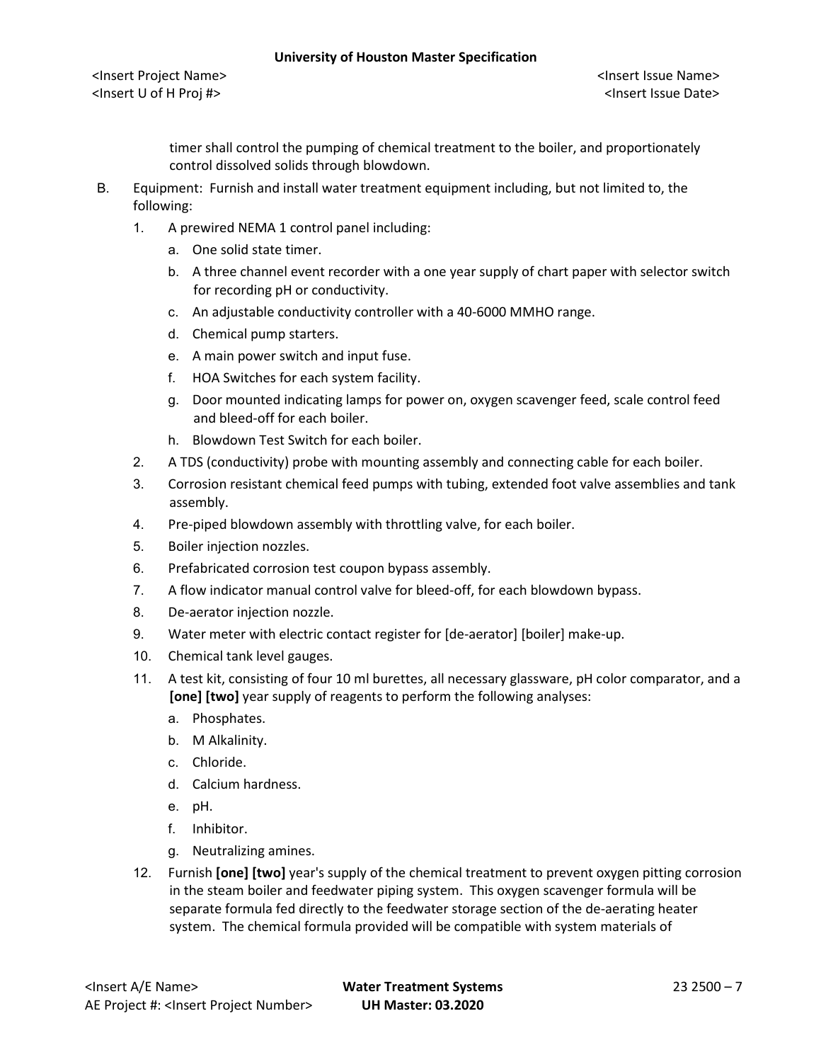timer shall control the pumping of chemical treatment to the boiler, and proportionately control dissolved solids through blowdown.

B. Equipment: Furnish and install water treatment equipment including, but not limited to, the following:

1. A prewired NEMA 1 control panel including:
   a. One solid state timer.
   b. A three channel event recorder with a one year supply of chart paper with selector switch for recording pH or conductivity.
   c. An adjustable conductivity controller with a 40-6000 MMHO range.
   d. Chemical pump starters.
   e. A main power switch and input fuse.
   f. HOA Switches for each system facility.
   g. Door mounted indicating lamps for power on, oxygen scavenger feed, scale control feed and bleed-off for each boiler.
   h. Blowdown Test Switch for each boiler.
2. A TDS (conductivity) probe with mounting assembly and connecting cable for each boiler.
3. Corrosion resistant chemical feed pumps with tubing, extended foot valve assemblies and tank assembly.
4. Pre-piped blowdown assembly with throttling valve, for each boiler.
5. Boiler injection nozzles.
6. Prefabricated corrosion test coupon bypass assembly.
7. A flow indicator manual control valve for bleed-off, for each blowdown bypass.
8. De-aerator injection nozzle.
9. Water meter with electric contact register for [de-aerator] [boiler] make-up.
10. Chemical tank level gauges.
11. A test kit, consisting of four 10 ml burettes, all necessary glassware, pH color comparator, and a **[one] [two]** year supply of reagents to perform the following analyses:
    a. Phosphates.
    b. M Alkalinity.
    c. Chloride.
    d. Calcium hardness.
    e. pH.
    f. Inhibitor.
    g. Neutralizing amines.
12. Furnish **[one] [two]** year's supply of the chemical treatment to prevent oxygen pitting corrosion in the steam boiler and feedwater piping system. This oxygen scavenger formula will be separate formula fed directly to the feedwater storage section of the de-aerating heater system. The chemical formula provided will be compatible with system materials of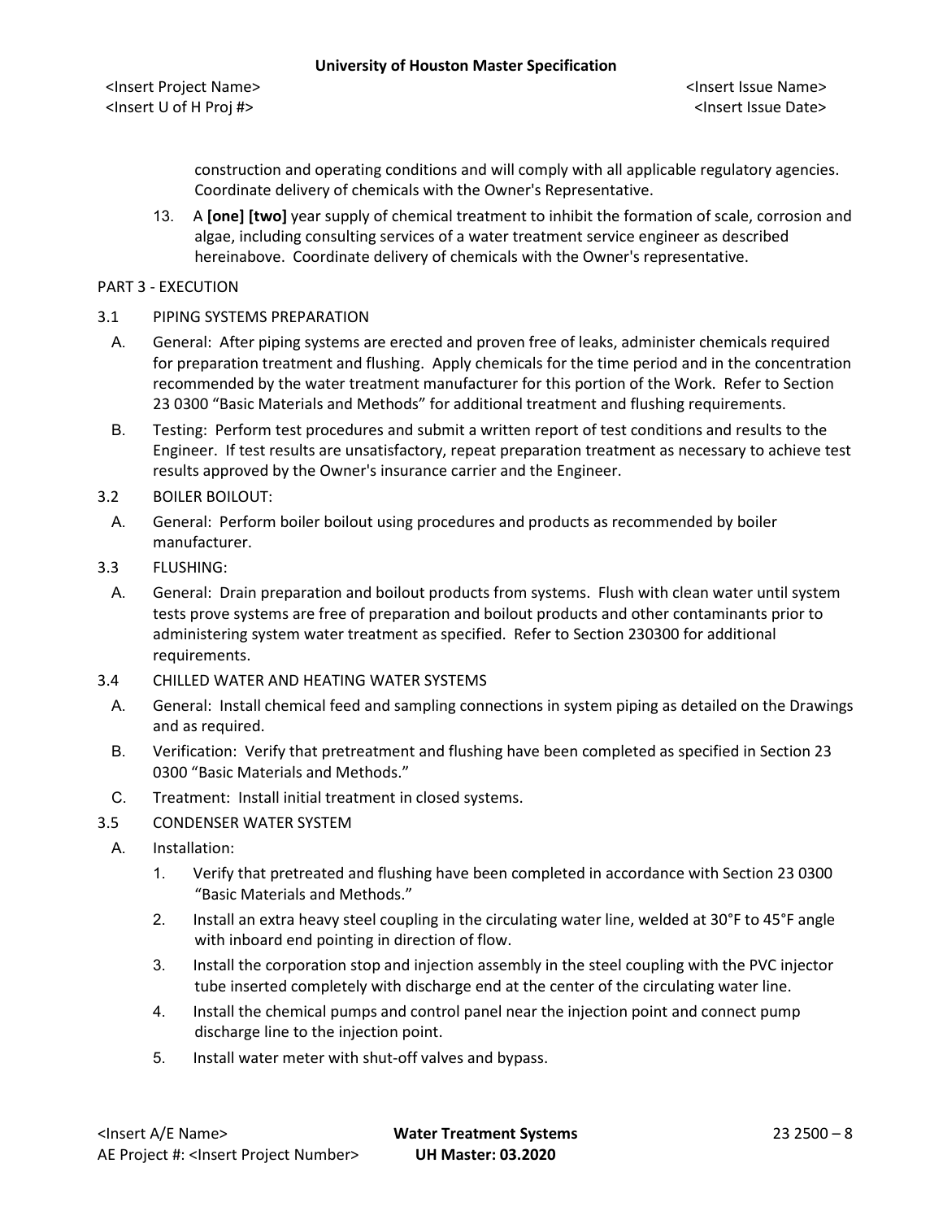construction and operating conditions and will comply with all applicable regulatory agencies. Coordinate delivery of chemicals with the Owner's Representative.

13. A **[one] [two]** year supply of chemical treatment to inhibit the formation of scale, corrosion and algae, including consulting services of a water treatment service engineer as described hereinabove. Coordinate delivery of chemicals with the Owner's representative.

## PART 3 - EXECUTION

### 3.1 PIPING SYSTEMS PREPARATION

A. General: After piping systems are erected and proven free of leaks, administer chemicals required for preparation treatment and flushing. Apply chemicals for the time period and in the concentration recommended by the water treatment manufacturer for this portion of the Work. Refer to Section 23 0300 "Basic Materials and Methods" for additional treatment and flushing requirements.

B. Testing: Perform test procedures and submit a written report of test conditions and results to the Engineer. If test results are unsatisfactory, repeat preparation treatment as necessary to achieve test results approved by the Owner's insurance carrier and the Engineer.

### 3.2 BOILER BOILOUT:

A. General: Perform boiler boilout using procedures and products as recommended by boiler manufacturer.

### 3.3 FLUSHING:

A. General: Drain preparation and boilout products from systems. Flush with clean water until system tests prove systems are free of preparation and boilout products and other contaminants prior to administering system water treatment as specified. Refer to Section 230300 for additional requirements.

### 3.4 CHILLED WATER AND HEATING WATER SYSTEMS

A. General: Install chemical feed and sampling connections in system piping as detailed on the Drawings and as required.

B. Verification: Verify that pretreatment and flushing have been completed as specified in Section 23 0300 "Basic Materials and Methods."

C. Treatment: Install initial treatment in closed systems.

### 3.5 CONDENSER WATER SYSTEM

A. Installation:

1. Verify that pretreated and flushing have been completed in accordance with Section 23 0300 "Basic Materials and Methods."
2. Install an extra heavy steel coupling in the circulating water line, welded at 30°F to 45°F angle with inboard end pointing in direction of flow.
3. Install the corporation stop and injection assembly in the steel coupling with the PVC injector tube inserted completely with discharge end at the center of the circulating water line.
4. Install the chemical pumps and control panel near the injection point and connect pump discharge line to the injection point.
5. Install water meter with shut-off valves and bypass.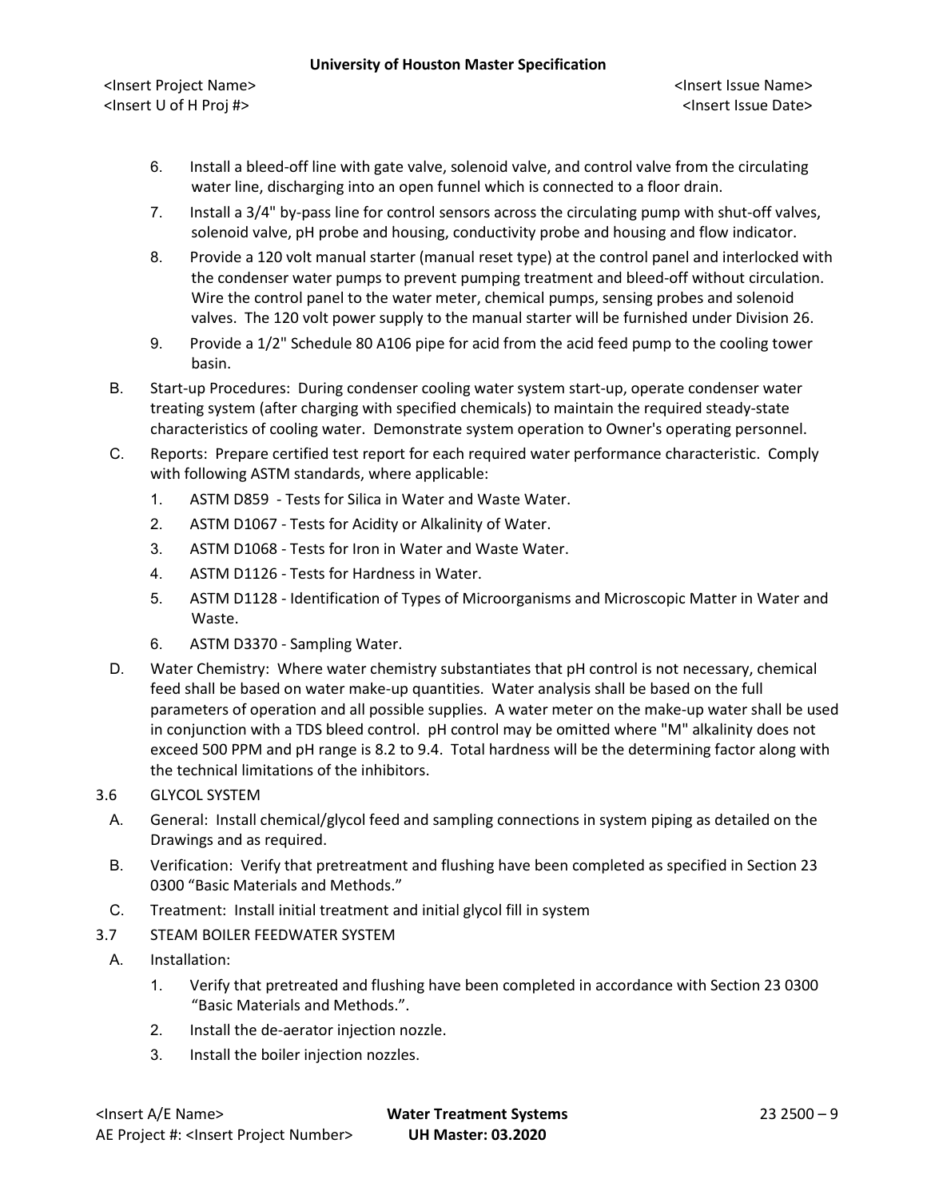6. Install a bleed-off line with gate valve, solenoid valve, and control valve from the circulating water line, discharging into an open funnel which is connected to a floor drain.
7. Install a 3/4" by-pass line for control sensors across the circulating pump with shut-off valves, solenoid valve, pH probe and housing, conductivity probe and housing and flow indicator.
8. Provide a 120 volt manual starter (manual reset type) at the control panel and interlocked with the condenser water pumps to prevent pumping treatment and bleed-off without circulation. Wire the control panel to the water meter, chemical pumps, sensing probes and solenoid valves. The 120 volt power supply to the manual starter will be furnished under Division 26.
9. Provide a 1/2" Schedule 80 A106 pipe for acid from the acid feed pump to the cooling tower basin.

B. Start-up Procedures: During condenser cooling water system start-up, operate condenser water treating system (after charging with specified chemicals) to maintain the required steady-state characteristics of cooling water. Demonstrate system operation to Owner's operating personnel.

C. Reports: Prepare certified test report for each required water performance characteristic. Comply with following ASTM standards, where applicable:
1. ASTM D859 - Tests for Silica in Water and Waste Water.
2. ASTM D1067 - Tests for Acidity or Alkalinity of Water.
3. ASTM D1068 - Tests for Iron in Water and Waste Water.
4. ASTM D1126 - Tests for Hardness in Water.
5. ASTM D1128 - Identification of Types of Microorganisms and Microscopic Matter in Water and Waste.
6. ASTM D3370 - Sampling Water.

D. Water Chemistry: Where water chemistry substantiates that pH control is not necessary, chemical feed shall be based on water make-up quantities. Water analysis shall be based on the full parameters of operation and all possible supplies. A water meter on the make-up water shall be used in conjunction with a TDS bleed control. pH control may be omitted where "M" alkalinity does not exceed 500 PPM and pH range is 8.2 to 9.4. Total hardness will be the determining factor along with the technical limitations of the inhibitors.

3.6 GLYCOL SYSTEM

A. General: Install chemical/glycol feed and sampling connections in system piping as detailed on the Drawings and as required.

B. Verification: Verify that pretreatment and flushing have been completed as specified in Section 23 0300 “Basic Materials and Methods.”

C. Treatment: Install initial treatment and initial glycol fill in system

3.7 STEAM BOILER FEEDWATER SYSTEM

A. Installation:
1. Verify that pretreated and flushing have been completed in accordance with Section 23 0300 “Basic Materials and Methods.”.
2. Install the de-aerator injection nozzle.
3. Install the boiler injection nozzles.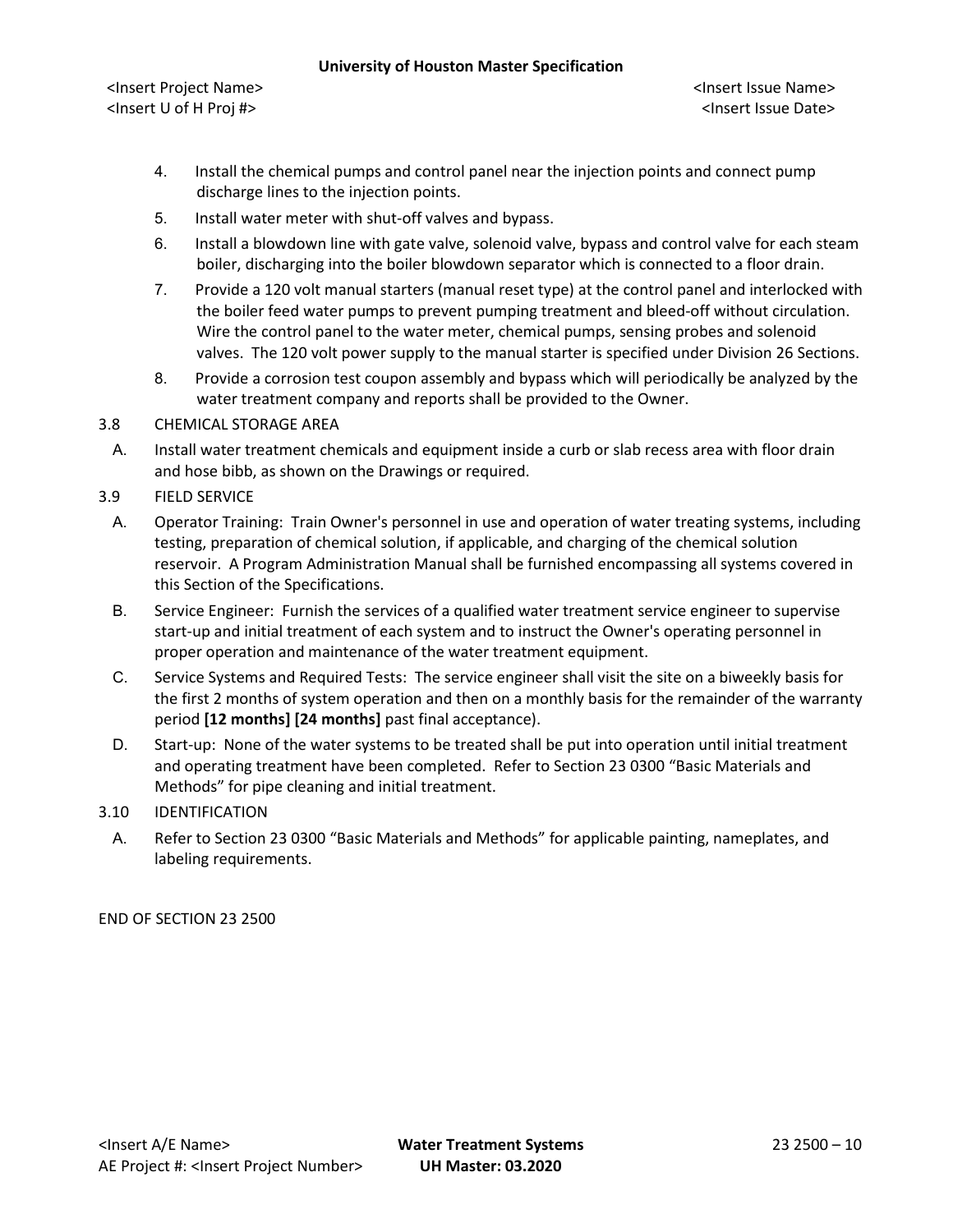4. Install the chemical pumps and control panel near the injection points and connect pump discharge lines to the injection points.
5. Install water meter with shut-off valves and bypass.
6. Install a blowdown line with gate valve, solenoid valve, bypass and control valve for each steam boiler, discharging into the boiler blowdown separator which is connected to a floor drain.
7. Provide a 120 volt manual starters (manual reset type) at the control panel and interlocked with the boiler feed water pumps to prevent pumping treatment and bleed-off without circulation. Wire the control panel to the water meter, chemical pumps, sensing probes and solenoid valves. The 120 volt power supply to the manual starter is specified under Division 26 Sections.
8. Provide a corrosion test coupon assembly and bypass which will periodically be analyzed by the water treatment company and reports shall be provided to the Owner.

3.8 CHEMICAL STORAGE AREA

A. Install water treatment chemicals and equipment inside a curb or slab recess area with floor drain and hose bibb, as shown on the Drawings or required.

3.9 FIELD SERVICE

A. Operator Training: Train Owner's personnel in use and operation of water treating systems, including testing, preparation of chemical solution, if applicable, and charging of the chemical solution reservoir. A Program Administration Manual shall be furnished encompassing all systems covered in this Section of the Specifications.

B. Service Engineer: Furnish the services of a qualified water treatment service engineer to supervise start-up and initial treatment of each system and to instruct the Owner's operating personnel in proper operation and maintenance of the water treatment equipment.

C. Service Systems and Required Tests: The service engineer shall visit the site on a biweekly basis for the first 2 months of system operation and then on a monthly basis for the remainder of the warranty period **[12 months] [24 months]** past final acceptance).

D. Start-up: None of the water systems to be treated shall be put into operation until initial treatment and operating treatment have been completed. Refer to Section 23 0300 “Basic Materials and Methods” for pipe cleaning and initial treatment.

3.10 IDENTIFICATION

A. Refer to Section 23 0300 “Basic Materials and Methods” for applicable painting, nameplates, and labeling requirements.

END OF SECTION 23 2500